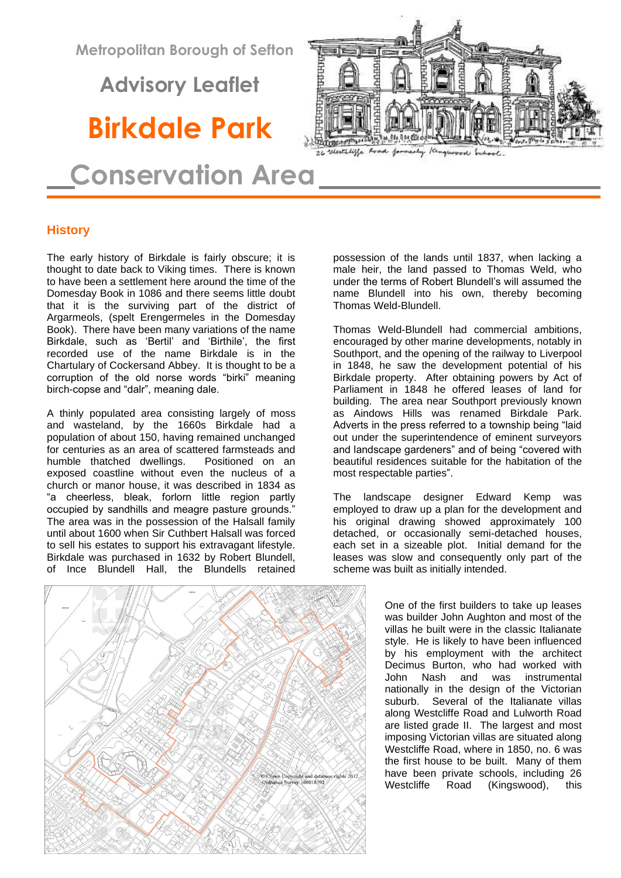Metropolitan Borough of Sefton

Advisory Leaflet

# Birkdale Park Conservation Area

26 Westcliffe Road formerly Kingswood School.

## History

The early history of Birkdale is fairly obscure; it is thought to date back to Viking times. There is known to have been a settlement here around the time of the Domesday Book in 1086 and there seems little doubt that it is the surviving part of the district of Argarmeols, (spelt Erengermeles in the Domesday Book). There have been many variations of the name Birkdale, such as 'Bertil' and 'Birthile', the first recorded use of the name Birkdale is in the Chartulary of Cockersand Abbey. It is thought to be a corruption of the old norse words "birki" meaning birch-copse and "dalr", meaning dale.

A thinly populated area consisting largely of moss and wasteland, by the 1660s Birkdale had a population of about 150, having remained unchanged for centuries as an area of scattered farmsteads and humble thatched dwellings. Positioned on an exposed coastline without even the nucleus of a church or manor house, it was described in 1834 as "a cheerless, bleak, forlorn little region partly occupied by sandhills and meagre pasture grounds." The area was in the possession of the Halsall family until about 1600 when Sir Cuthbert Halsall was forced to sell his estates to support his extravagant lifestyle. Birkdale was purchased in 1632 by Robert Blundell, of Ince Blundell Hall, the Blundells retained possession of the lands until 1837, when lacking a male heir, the land passed to Thomas Weld, who under the terms of Robert Blundell's will assumed the name Blundell into his own, thereby becoming Thomas Weld-Blundell.

Thomas Weld-Blundell had commercial ambitions, encouraged by other marine developments, notably in Southport, and the opening of the railway to Liverpool in 1848, he saw the development potential of his Birkdale property. After obtaining powers by Act of Parliament in 1848 he offered leases of land for building. The area near Southport previously known as Aindows Hills was renamed Birkdale Park. Adverts in the press referred to a township being "laid out under the superintendence of eminent surveyors and landscape gardeners" and of being "covered with beautiful residences suitable for the habitation of the most respectable parties".

The landscape designer Edward Kemp was employed to draw up a plan for the development and his original drawing showed approximately 100 detached, or occasionally semi-detached houses, each set in a sizeable plot. Initial demand for the leases was slow and consequently only part of the scheme was built as initially intended.

© Crown Copyright and database rights 2012 Ordnance Survey 100018192

One of the first builders to take up leases was builder John Aughton and most of the villas he built were in the classic Italianate style. He is likely to have been influenced by his employment with the architect Decimus Burton, who had worked with John Nash and was instrumental nationally in the design of the Victorian suburb. Several of the Italianate villas along Westcliffe Road and Lulworth Road are listed grade II. The largest and most imposing Victorian villas are situated along Westcliffe Road, where in 1850, no. 6 was the first house to be built. Many of them have been private schools, including 26 Westcliffe Road (Kingswood), this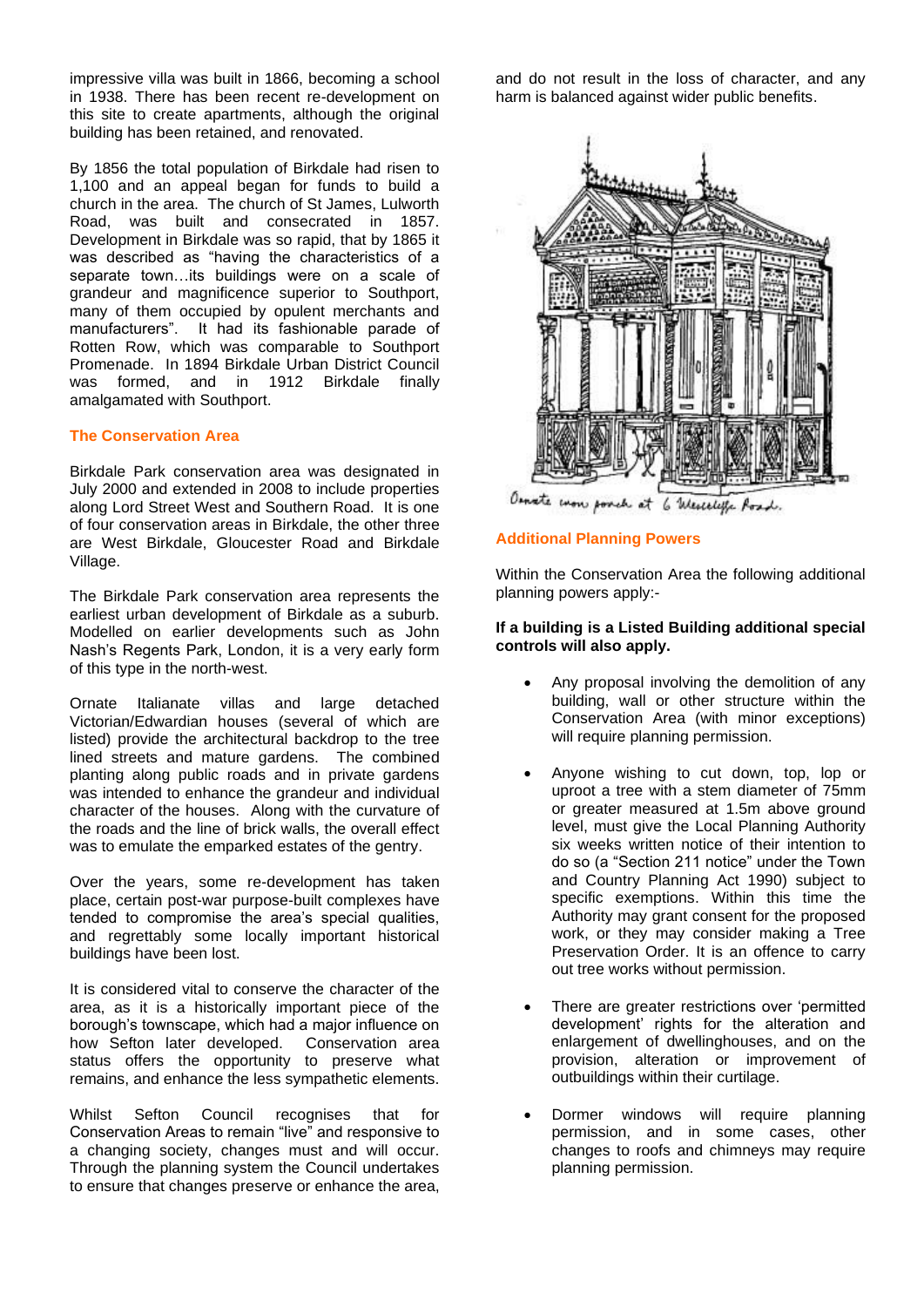impressive villa was built in 1866, becoming a school in 1938. There has been recent re-development on this site to create apartments, although the original building has been retained, and renovated.

By 1856 the total population of Birkdale had risen to 1,100 and an appeal began for funds to build a church in the area. The church of St James, Lulworth Road, was built and consecrated in 1857. Development in Birkdale was so rapid, that by 1865 it was described as "having the characteristics of a separate town…its buildings were on a scale of grandeur and magnificence superior to Southport, many of them occupied by opulent merchants and manufacturers". It had its fashionable parade of Rotten Row, which was comparable to Southport Promenade. In 1894 Birkdale Urban District Council was formed, and in 1912 Birkdale finally amalgamated with Southport.

## The Conservation Area

Birkdale Park conservation area was designated in July 2000 and extended in 2008 to include properties along Lord Street West and Southern Road. It is one of four conservation areas in Birkdale, the other three are West Birkdale, Gloucester Road and Birkdale Village.

The Birkdale Park conservation area represents the earliest urban development of Birkdale as a suburb. Modelled on earlier developments such as John Nash's Regents Park, London, it is a very early form of this type in the north-west.

Ornate Italianate villas and large detached Victorian/Edwardian houses (several of which are listed) provide the architectural backdrop to the tree lined streets and mature gardens. The combined planting along public roads and in private gardens was intended to enhance the grandeur and individual character of the houses. Along with the curvature of the roads and the line of brick walls, the overall effect was to emulate the emparked estates of the gentry.

Over the years, some re-development has taken place, certain post-war purpose-built complexes have tended to compromise the area's special qualities, and regrettably some locally important historical buildings have been lost.

It is considered vital to conserve the character of the area, as it is a historically important piece of the borough's townscape, which had a major influence on how Sefton later developed. Conservation area status offers the opportunity to preserve what remains, and enhance the less sympathetic elements.

Whilst Sefton Council recognises that for Conservation Areas to remain "live" and responsive to a changing society, changes must and will occur. Through the planning system the Council undertakes to ensure that changes preserve or enhance the area, and do not result in the loss of character, and any harm is balanced against wider public benefits.

Ornate iron porch at 6 Westcliffe Road.

## Additional Planning Powers

Within the Conservation Area the following additional planning powers apply:-

**If a building is a Listed Building additional special controls will also apply.**

- Any proposal involving the demolition of any building, wall or other structure within the Conservation Area (with minor exceptions) will require planning permission.
- Anyone wishing to cut down, top, lop or uproot a tree with a stem diameter of 75mm or greater measured at 1.5m above ground level, must give the Local Planning Authority six weeks written notice of their intention to do so (a "Section 211 notice" under the Town and Country Planning Act 1990) subject to specific exemptions. Within this time the Authority may grant consent for the proposed work, or they may consider making a Tree Preservation Order. It is an offence to carry out tree works without permission.
- There are greater restrictions over 'permitted development' rights for the alteration and enlargement of dwellinghouses, and on the provision, alteration or improvement of outbuildings within their curtilage.
- Dormer windows will require planning permission, and in some cases, other changes to roofs and chimneys may require planning permission.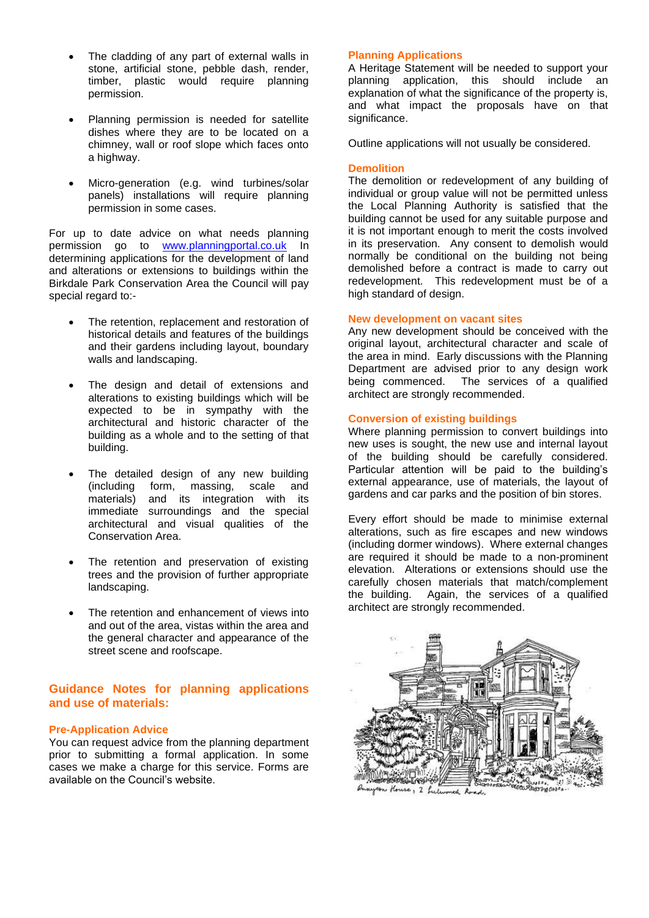- The cladding of any part of external walls in stone, artificial stone, pebble dash, render, timber, plastic would require planning permission.

- Planning permission is needed for satellite dishes where they are to be located on a chimney, wall or roof slope which faces onto a highway.

- Micro-generation (e.g. wind turbines/solar panels) installations will require planning permission in some cases.

For up to date advice on what needs planning permission go to www.planningportal.co.uk In determining applications for the development of land and alterations or extensions to buildings within the Birkdale Park Conservation Area the Council will pay special regard to:-

- The retention, replacement and restoration of historical details and features of the buildings and their gardens including layout, boundary walls and landscaping.

- The design and detail of extensions and alterations to existing buildings which will be expected to be in sympathy with the architectural and historic character of the building as a whole and to the setting of that building.

- The detailed design of any new building (including form, massing, scale and materials) and its integration with its immediate surroundings and the special architectural and visual qualities of the Conservation Area.

- The retention and preservation of existing trees and the provision of further appropriate landscaping.

- The retention and enhancement of views into and out of the area, vistas within the area and the general character and appearance of the street scene and roofscape.

## Guidance Notes for planning applications and use of materials:

### Pre-Application Advice

You can request advice from the planning department prior to submitting a formal application. In some cases we make a charge for this service. Forms are available on the Council's website.

### Planning Applications

A Heritage Statement will be needed to support your planning application, this should include an explanation of what the significance of the property is, and what impact the proposals have on that significance.

Outline applications will not usually be considered.

### Demolition

The demolition or redevelopment of any building of individual or group value will not be permitted unless the Local Planning Authority is satisfied that the building cannot be used for any suitable purpose and it is not important enough to merit the costs involved in its preservation. Any consent to demolish would normally be conditional on the building not being demolished before a contract is made to carry out redevelopment. This redevelopment must be of a high standard of design.

### New development on vacant sites

Any new development should be conceived with the original layout, architectural character and scale of the area in mind. Early discussions with the Planning Department are advised prior to any design work being commenced. The services of a qualified architect are strongly recommended.

### Conversion of existing buildings

Where planning permission to convert buildings into new uses is sought, the new use and internal layout of the building should be carefully considered. Particular attention will be paid to the building's external appearance, use of materials, the layout of gardens and car parks and the position of bin stores.

Every effort should be made to minimise external alterations, such as fire escapes and new windows (including dormer windows). Where external changes are required it should be made to a non-prominent elevation. Alterations or extensions should use the carefully chosen materials that match/complement the building. Again, the services of a qualified architect are strongly recommended.

Anayton House, 2 Fulwood Road.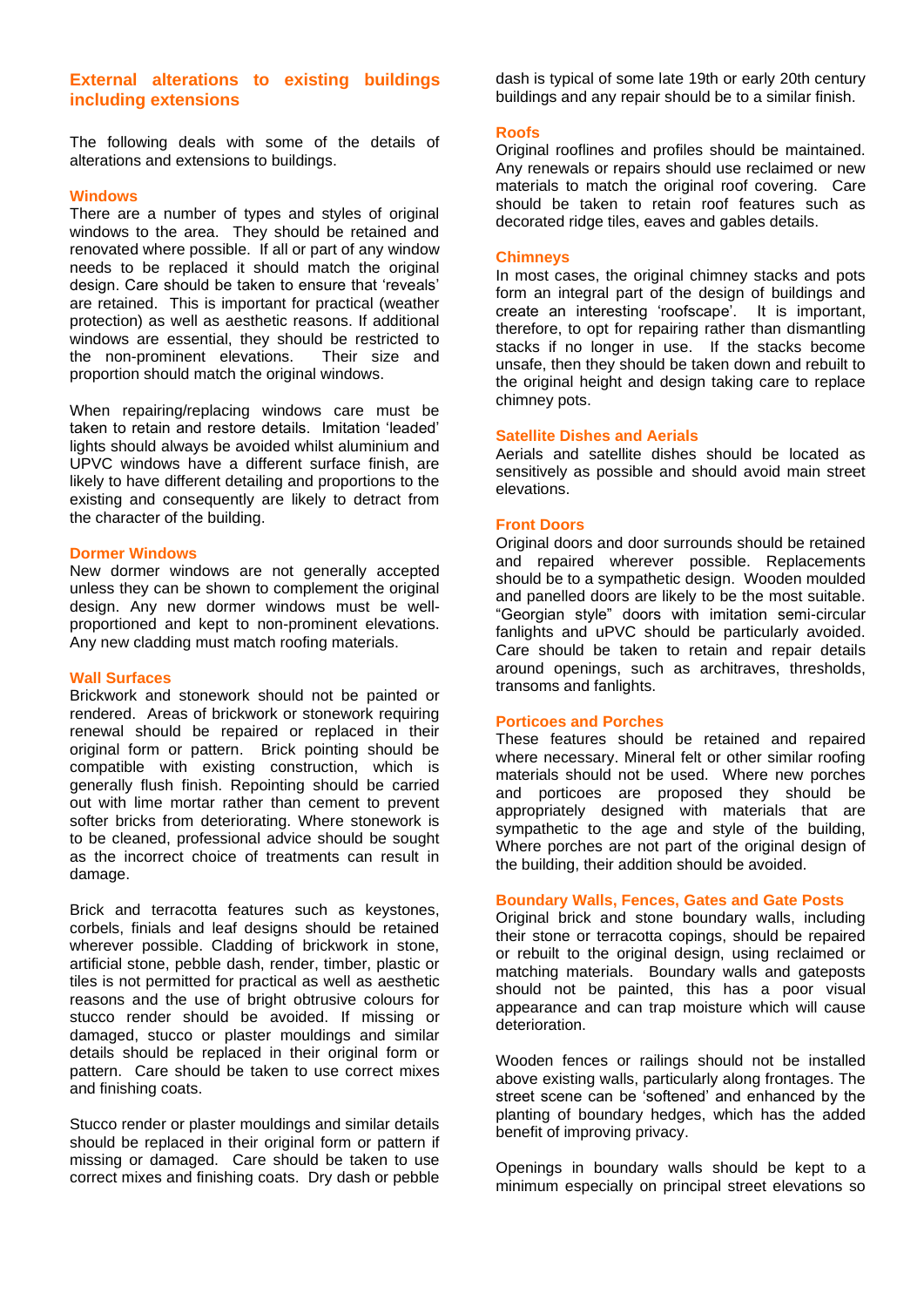## External alterations to existing buildings including extensions

The following deals with some of the details of alterations and extensions to buildings.

### Windows

There are a number of types and styles of original windows to the area. They should be retained and renovated where possible. If all or part of any window needs to be replaced it should match the original design. Care should be taken to ensure that 'reveals' are retained. This is important for practical (weather protection) as well as aesthetic reasons. If additional windows are essential, they should be restricted to the non-prominent elevations. Their size and proportion should match the original windows.

When repairing/replacing windows care must be taken to retain and restore details. Imitation 'leaded' lights should always be avoided whilst aluminium and UPVC windows have a different surface finish, are likely to have different detailing and proportions to the existing and consequently are likely to detract from the character of the building.

### Dormer Windows

New dormer windows are not generally accepted unless they can be shown to complement the original design. Any new dormer windows must be well-proportioned and kept to non-prominent elevations. Any new cladding must match roofing materials.

### Wall Surfaces

Brickwork and stonework should not be painted or rendered. Areas of brickwork or stonework requiring renewal should be repaired or replaced in their original form or pattern. Brick pointing should be compatible with existing construction, which is generally flush finish. Repointing should be carried out with lime mortar rather than cement to prevent softer bricks from deteriorating. Where stonework is to be cleaned, professional advice should be sought as the incorrect choice of treatments can result in damage.

Brick and terracotta features such as keystones, corbels, finials and leaf designs should be retained wherever possible. Cladding of brickwork in stone, artificial stone, pebble dash, render, timber, plastic or tiles is not permitted for practical as well as aesthetic reasons and the use of bright obtrusive colours for stucco render should be avoided. If missing or damaged, stucco or plaster mouldings and similar details should be replaced in their original form or pattern. Care should be taken to use correct mixes and finishing coats.

Stucco render or plaster mouldings and similar details should be replaced in their original form or pattern if missing or damaged. Care should be taken to use correct mixes and finishing coats. Dry dash or pebble dash is typical of some late 19th or early 20th century buildings and any repair should be to a similar finish.

### Roofs

Original rooflines and profiles should be maintained. Any renewals or repairs should use reclaimed or new materials to match the original roof covering. Care should be taken to retain roof features such as decorated ridge tiles, eaves and gables details.

### Chimneys

In most cases, the original chimney stacks and pots form an integral part of the design of buildings and create an interesting 'roofscape'. It is important, therefore, to opt for repairing rather than dismantling stacks if no longer in use. If the stacks become unsafe, then they should be taken down and rebuilt to the original height and design taking care to replace chimney pots.

### Satellite Dishes and Aerials

Aerials and satellite dishes should be located as sensitively as possible and should avoid main street elevations.

### Front Doors

Original doors and door surrounds should be retained and repaired wherever possible. Replacements should be to a sympathetic design. Wooden moulded and panelled doors are likely to be the most suitable. "Georgian style" doors with imitation semi-circular fanlights and uPVC should be particularly avoided. Care should be taken to retain and repair details around openings, such as architraves, thresholds, transoms and fanlights.

### Porticoes and Porches

These features should be retained and repaired where necessary. Mineral felt or other similar roofing materials should not be used. Where new porches and porticoes are proposed they should be appropriately designed with materials that are sympathetic to the age and style of the building, Where porches are not part of the original design of the building, their addition should be avoided.

### Boundary Walls, Fences, Gates and Gate Posts

Original brick and stone boundary walls, including their stone or terracotta copings, should be repaired or rebuilt to the original design, using reclaimed or matching materials. Boundary walls and gateposts should not be painted, this has a poor visual appearance and can trap moisture which will cause deterioration.

Wooden fences or railings should not be installed above existing walls, particularly along frontages. The street scene can be 'softened' and enhanced by the planting of boundary hedges, which has the added benefit of improving privacy.

Openings in boundary walls should be kept to a minimum especially on principal street elevations so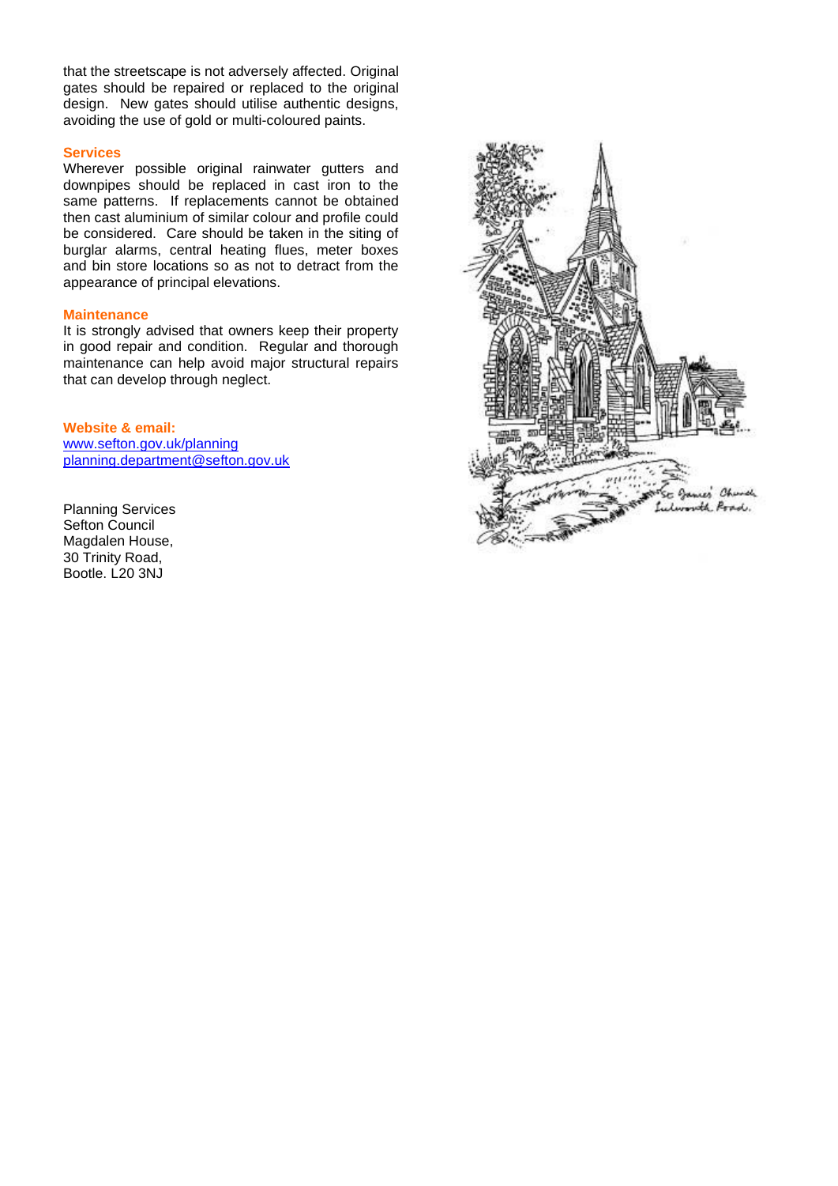that the streetscape is not adversely affected. Original gates should be repaired or replaced to the original design. New gates should utilise authentic designs, avoiding the use of gold or multi-coloured paints.

### Services

Wherever possible original rainwater gutters and downpipes should be replaced in cast iron to the same patterns. If replacements cannot be obtained then cast aluminium of similar colour and profile could be considered. Care should be taken in the siting of burglar alarms, central heating flues, meter boxes and bin store locations so as not to detract from the appearance of principal elevations.

### Maintenance

It is strongly advised that owners keep their property in good repair and condition. Regular and thorough maintenance can help avoid major structural repairs that can develop through neglect.

### Website & email:

www.sefton.gov.uk/planning
planning.department@sefton.gov.uk

Planning Services
Sefton Council
Magdalen House,
30 Trinity Road,
Bootle. L20 3NJ